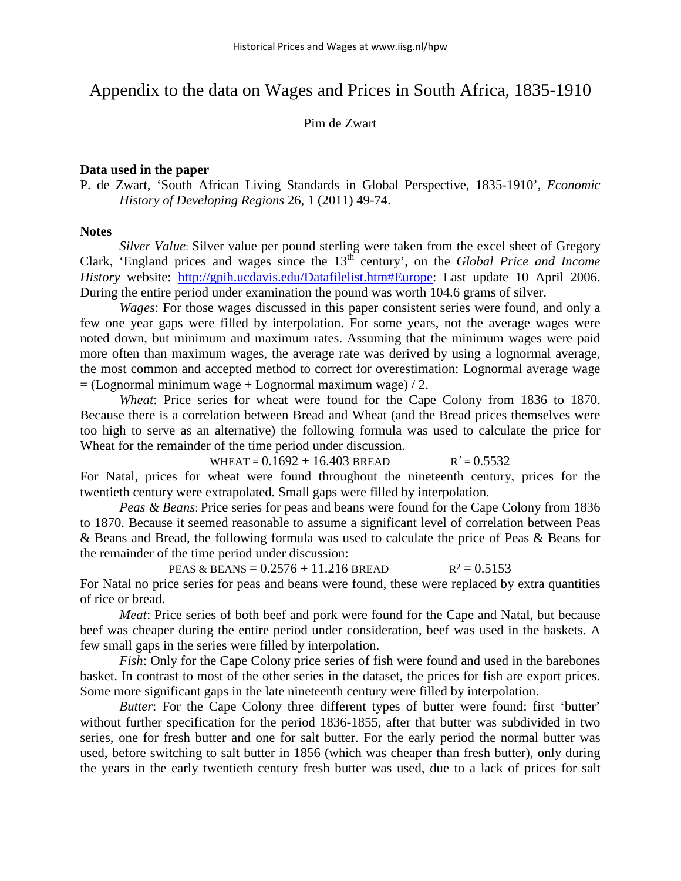# Appendix to the data on Wages and Prices in South Africa, 1835-1910

Pim de Zwart

### Data used in the paper

P. de Zwart, 'South African Living Standards in Global Perspective, 1835-1910', *Economic History of Developing Regions* 26, 1 (2011) 49-74.

### Notes

*Silver Value*: Silver value per pound sterling were taken from the excel sheet of Gregory Clark, 'England prices and wages since the 13th century', on the *Global Price and Income History* website: http://gpih.ucdavis.edu/Datafilelist.htm#Europe: Last update 10 April 2006. During the entire period under examination the pound was worth 104.6 grams of silver.

*Wages*: For those wages discussed in this paper consistent series were found, and only a few one year gaps were filled by interpolation. For some years, not the average wages were noted down, but minimum and maximum rates. Assuming that the minimum wages were paid more often than maximum wages, the average rate was derived by using a lognormal average, the most common and accepted method to correct for overestimation: Lognormal average wage = (Lognormal minimum wage + Lognormal maximum wage) / 2.

*Wheat*: Price series for wheat were found for the Cape Colony from 1836 to 1870. Because there is a correlation between Bread and Wheat (and the Bread prices themselves were too high to serve as an alternative) the following formula was used to calculate the price for Wheat for the remainder of the time period under discussion.

$$\text{WHEAT} = 0.1692 + 16.403\ \text{BREAD} \qquad R^2 = 0.5532$$

For Natal, prices for wheat were found throughout the nineteenth century, prices for the twentieth century were extrapolated. Small gaps were filled by interpolation.

*Peas & Beans*: Price series for peas and beans were found for the Cape Colony from 1836 to 1870. Because it seemed reasonable to assume a significant level of correlation between Peas & Beans and Bread, the following formula was used to calculate the price of Peas & Beans for the remainder of the time period under discussion:

$$\text{PEAS \& BEANS} = 0.2576 + 11.216\ \text{BREAD} \qquad R^2 = 0.5153$$

For Natal no price series for peas and beans were found, these were replaced by extra quantities of rice or bread.

*Meat*: Price series of both beef and pork were found for the Cape and Natal, but because beef was cheaper during the entire period under consideration, beef was used in the baskets. A few small gaps in the series were filled by interpolation.

*Fish*: Only for the Cape Colony price series of fish were found and used in the barebones basket. In contrast to most of the other series in the dataset, the prices for fish are export prices. Some more significant gaps in the late nineteenth century were filled by interpolation.

*Butter*: For the Cape Colony three different types of butter were found: first 'butter' without further specification for the period 1836-1855, after that butter was subdivided in two series, one for fresh butter and one for salt butter. For the early period the normal butter was used, before switching to salt butter in 1856 (which was cheaper than fresh butter), only during the years in the early twentieth century fresh butter was used, due to a lack of prices for salt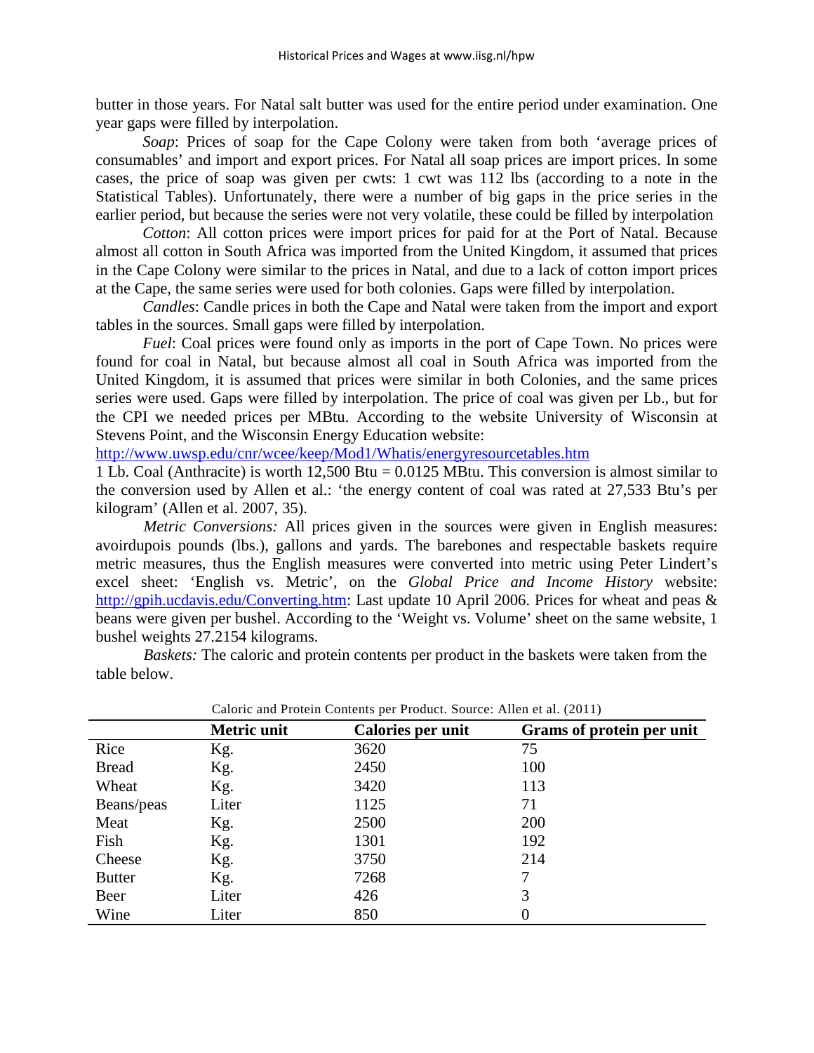butter in those years. For Natal salt butter was used for the entire period under examination. One year gaps were filled by interpolation.

*Soap*: Prices of soap for the Cape Colony were taken from both 'average prices of consumables' and import and export prices. For Natal all soap prices are import prices. In some cases, the price of soap was given per cwts: 1 cwt was 112 lbs (according to a note in the Statistical Tables). Unfortunately, there were a number of big gaps in the price series in the earlier period, but because the series were not very volatile, these could be filled by interpolation

*Cotton*: All cotton prices were import prices for paid for at the Port of Natal. Because almost all cotton in South Africa was imported from the United Kingdom, it assumed that prices in the Cape Colony were similar to the prices in Natal, and due to a lack of cotton import prices at the Cape, the same series were used for both colonies. Gaps were filled by interpolation.

*Candles*: Candle prices in both the Cape and Natal were taken from the import and export tables in the sources. Small gaps were filled by interpolation.

*Fuel*: Coal prices were found only as imports in the port of Cape Town. No prices were found for coal in Natal, but because almost all coal in South Africa was imported from the United Kingdom, it is assumed that prices were similar in both Colonies, and the same prices series were used. Gaps were filled by interpolation. The price of coal was given per Lb., but for the CPI we needed prices per MBtu. According to the website University of Wisconsin at Stevens Point, and the Wisconsin Energy Education website:
http://www.uwsp.edu/cnr/wcee/keep/Mod1/Whatis/energyresourcetables.htm
1 Lb. Coal (Anthracite) is worth 12,500 Btu = 0.0125 MBtu. This conversion is almost similar to the conversion used by Allen et al.: 'the energy content of coal was rated at 27,533 Btu's per kilogram' (Allen et al. 2007, 35).

*Metric Conversions:* All prices given in the sources were given in English measures: avoirdupois pounds (lbs.), gallons and yards. The barebones and respectable baskets require metric measures, thus the English measures were converted into metric using Peter Lindert's excel sheet: 'English vs. Metric', on the *Global Price and Income History* website: http://gpih.ucdavis.edu/Converting.htm: Last update 10 April 2006. Prices for wheat and peas & beans were given per bushel. According to the 'Weight vs. Volume' sheet on the same website, 1 bushel weights 27.2154 kilograms.

*Baskets:* The caloric and protein contents per product in the baskets were taken from the table below.

Caloric and Protein Contents per Product. Source: Allen et al. (2011)

| | Metric unit | Calories per unit | Grams of protein per unit |
|---|---|---|---|
| Rice | Kg. | 3620 | 75 |
| Bread | Kg. | 2450 | 100 |
| Wheat | Kg. | 3420 | 113 |
| Beans/peas | Liter | 1125 | 71 |
| Meat | Kg. | 2500 | 200 |
| Fish | Kg. | 1301 | 192 |
| Cheese | Kg. | 3750 | 214 |
| Butter | Kg. | 7268 | 7 |
| Beer | Liter | 426 | 3 |
| Wine | Liter | 850 | 0 |